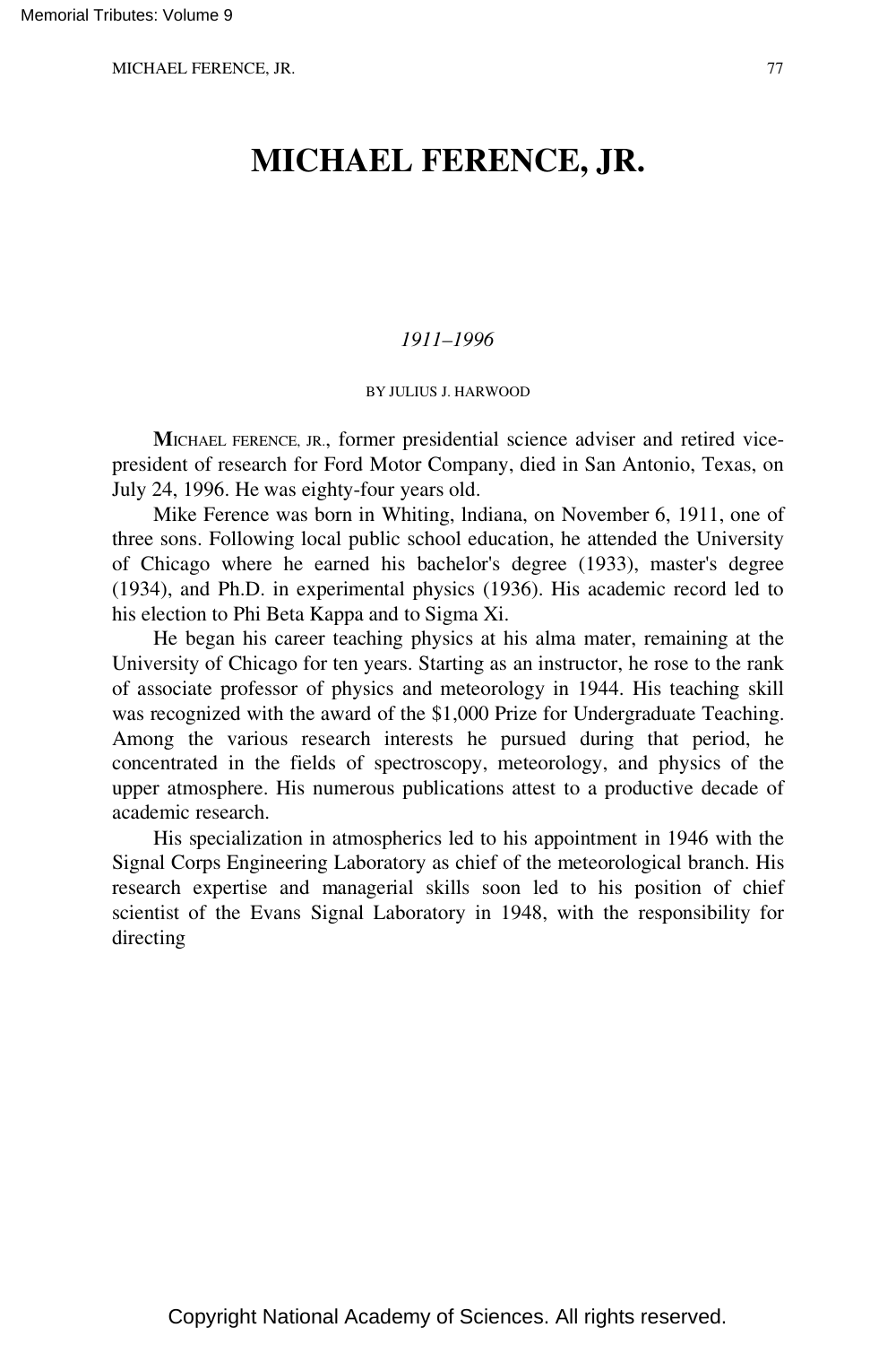# MICHAEL FERENCE, JR.

*1911–1996*

BY JULIUS J. HARWOOD

**M**ICHAEL FERENCE, JR., former presidential science adviser and retired vice-president of research for Ford Motor Company, died in San Antonio, Texas, on July 24, 1996. He was eighty-four years old.

Mike Ference was born in Whiting, lndiana, on November 6, 1911, one of three sons. Following local public school education, he attended the University of Chicago where he earned his bachelor's degree (1933), master's degree (1934), and Ph.D. in experimental physics (1936). His academic record led to his election to Phi Beta Kappa and to Sigma Xi.

He began his career teaching physics at his alma mater, remaining at the University of Chicago for ten years. Starting as an instructor, he rose to the rank of associate professor of physics and meteorology in 1944. His teaching skill was recognized with the award of the $1,000 Prize for Undergraduate Teaching. Among the various research interests he pursued during that period, he concentrated in the fields of spectroscopy, meteorology, and physics of the upper atmosphere. His numerous publications attest to a productive decade of academic research.

His specialization in atmospherics led to his appointment in 1946 with the Signal Corps Engineering Laboratory as chief of the meteorological branch. His research expertise and managerial skills soon led to his position of chief scientist of the Evans Signal Laboratory in 1948, with the responsibility for directing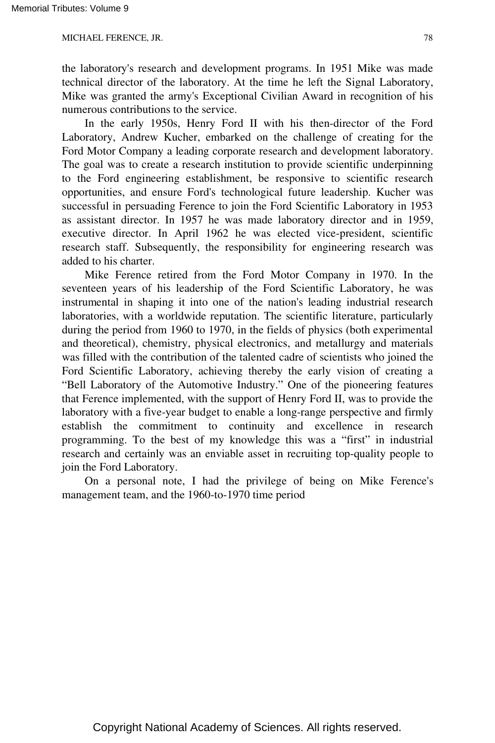the laboratory's research and development programs. In 1951 Mike was made technical director of the laboratory. At the time he left the Signal Laboratory, Mike was granted the army's Exceptional Civilian Award in recognition of his numerous contributions to the service.

In the early 1950s, Henry Ford II with his then-director of the Ford Laboratory, Andrew Kucher, embarked on the challenge of creating for the Ford Motor Company a leading corporate research and development laboratory. The goal was to create a research institution to provide scientific underpinning to the Ford engineering establishment, be responsive to scientific research opportunities, and ensure Ford's technological future leadership. Kucher was successful in persuading Ference to join the Ford Scientific Laboratory in 1953 as assistant director. In 1957 he was made laboratory director and in 1959, executive director. In April 1962 he was elected vice-president, scientific research staff. Subsequently, the responsibility for engineering research was added to his charter.

Mike Ference retired from the Ford Motor Company in 1970. In the seventeen years of his leadership of the Ford Scientific Laboratory, he was instrumental in shaping it into one of the nation's leading industrial research laboratories, with a worldwide reputation. The scientific literature, particularly during the period from 1960 to 1970, in the fields of physics (both experimental and theoretical), chemistry, physical electronics, and metallurgy and materials was filled with the contribution of the talented cadre of scientists who joined the Ford Scientific Laboratory, achieving thereby the early vision of creating a "Bell Laboratory of the Automotive Industry." One of the pioneering features that Ference implemented, with the support of Henry Ford II, was to provide the laboratory with a five-year budget to enable a long-range perspective and firmly establish the commitment to continuity and excellence in research programming. To the best of my knowledge this was a "first" in industrial research and certainly was an enviable asset in recruiting top-quality people to join the Ford Laboratory.

On a personal note, I had the privilege of being on Mike Ference's management team, and the 1960-to-1970 time period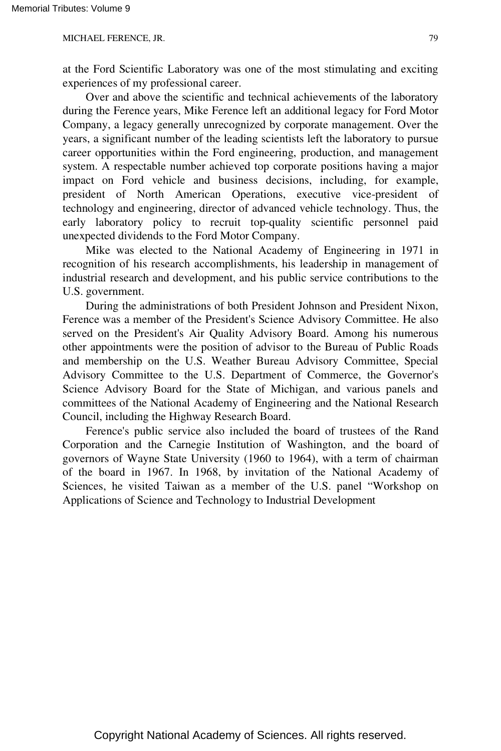at the Ford Scientific Laboratory was one of the most stimulating and exciting experiences of my professional career.

Over and above the scientific and technical achievements of the laboratory during the Ference years, Mike Ference left an additional legacy for Ford Motor Company, a legacy generally unrecognized by corporate management. Over the years, a significant number of the leading scientists left the laboratory to pursue career opportunities within the Ford engineering, production, and management system. A respectable number achieved top corporate positions having a major impact on Ford vehicle and business decisions, including, for example, president of North American Operations, executive vice-president of technology and engineering, director of advanced vehicle technology. Thus, the early laboratory policy to recruit top-quality scientific personnel paid unexpected dividends to the Ford Motor Company.

Mike was elected to the National Academy of Engineering in 1971 in recognition of his research accomplishments, his leadership in management of industrial research and development, and his public service contributions to the U.S. government.

During the administrations of both President Johnson and President Nixon, Ference was a member of the President's Science Advisory Committee. He also served on the President's Air Quality Advisory Board. Among his numerous other appointments were the position of advisor to the Bureau of Public Roads and membership on the U.S. Weather Bureau Advisory Committee, Special Advisory Committee to the U.S. Department of Commerce, the Governor's Science Advisory Board for the State of Michigan, and various panels and committees of the National Academy of Engineering and the National Research Council, including the Highway Research Board.

Ference's public service also included the board of trustees of the Rand Corporation and the Carnegie Institution of Washington, and the board of governors of Wayne State University (1960 to 1964), with a term of chairman of the board in 1967. In 1968, by invitation of the National Academy of Sciences, he visited Taiwan as a member of the U.S. panel "Workshop on Applications of Science and Technology to Industrial Development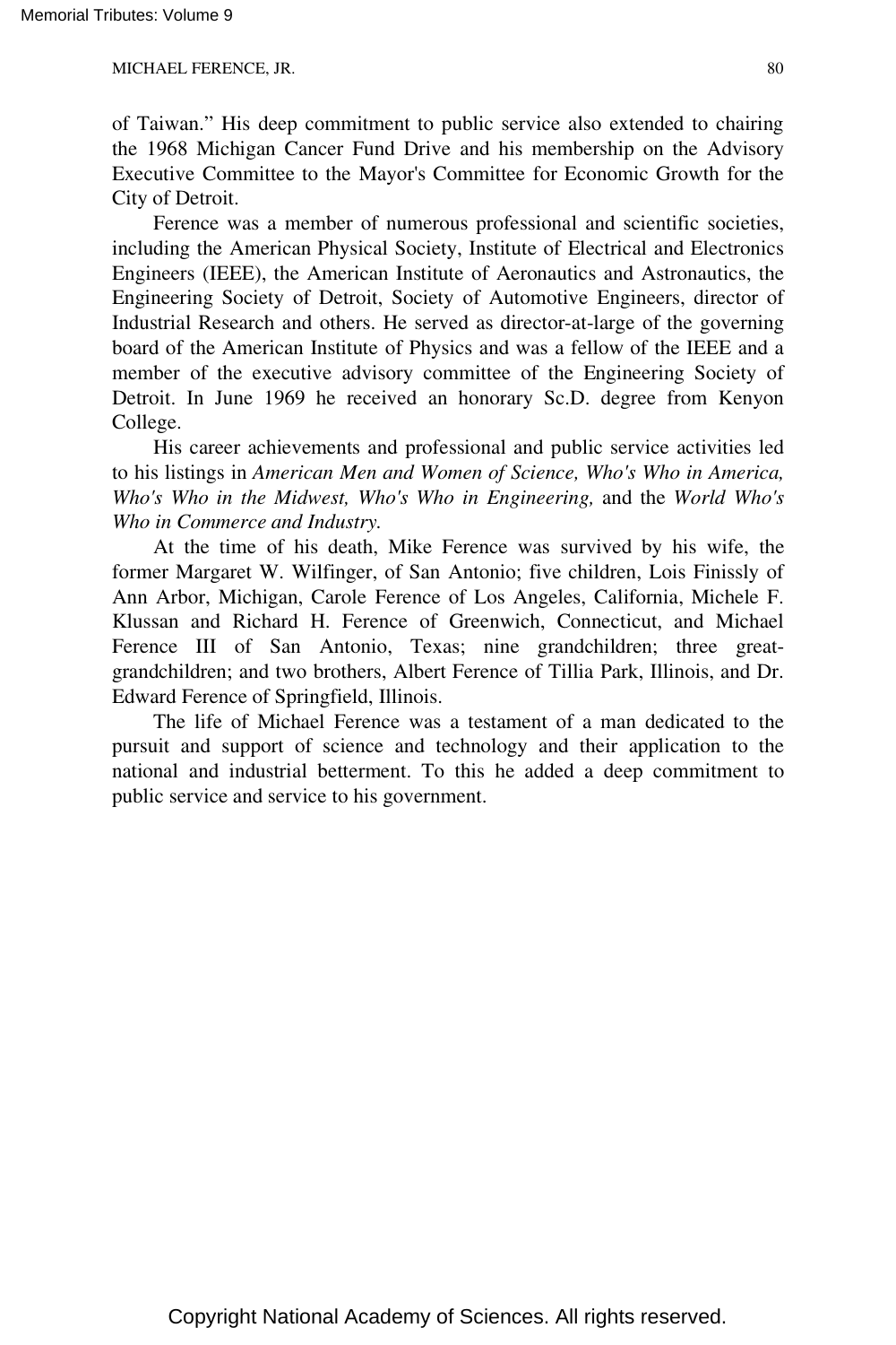of Taiwan." His deep commitment to public service also extended to chairing the 1968 Michigan Cancer Fund Drive and his membership on the Advisory Executive Committee to the Mayor's Committee for Economic Growth for the City of Detroit.

Ference was a member of numerous professional and scientific societies, including the American Physical Society, Institute of Electrical and Electronics Engineers (IEEE), the American Institute of Aeronautics and Astronautics, the Engineering Society of Detroit, Society of Automotive Engineers, director of Industrial Research and others. He served as director-at-large of the governing board of the American Institute of Physics and was a fellow of the IEEE and a member of the executive advisory committee of the Engineering Society of Detroit. In June 1969 he received an honorary Sc.D. degree from Kenyon College.

His career achievements and professional and public service activities led to his listings in *American Men and Women of Science, Who's Who in America, Who's Who in the Midwest, Who's Who in Engineering,* and the *World Who's Who in Commerce and Industry.*

At the time of his death, Mike Ference was survived by his wife, the former Margaret W. Wilfinger, of San Antonio; five children, Lois Finissly of Ann Arbor, Michigan, Carole Ference of Los Angeles, California, Michele F. Klussan and Richard H. Ference of Greenwich, Connecticut, and Michael Ference III of San Antonio, Texas; nine grandchildren; three great-grandchildren; and two brothers, Albert Ference of Tillia Park, Illinois, and Dr. Edward Ference of Springfield, Illinois.

The life of Michael Ference was a testament of a man dedicated to the pursuit and support of science and technology and their application to the national and industrial betterment. To this he added a deep commitment to public service and service to his government.